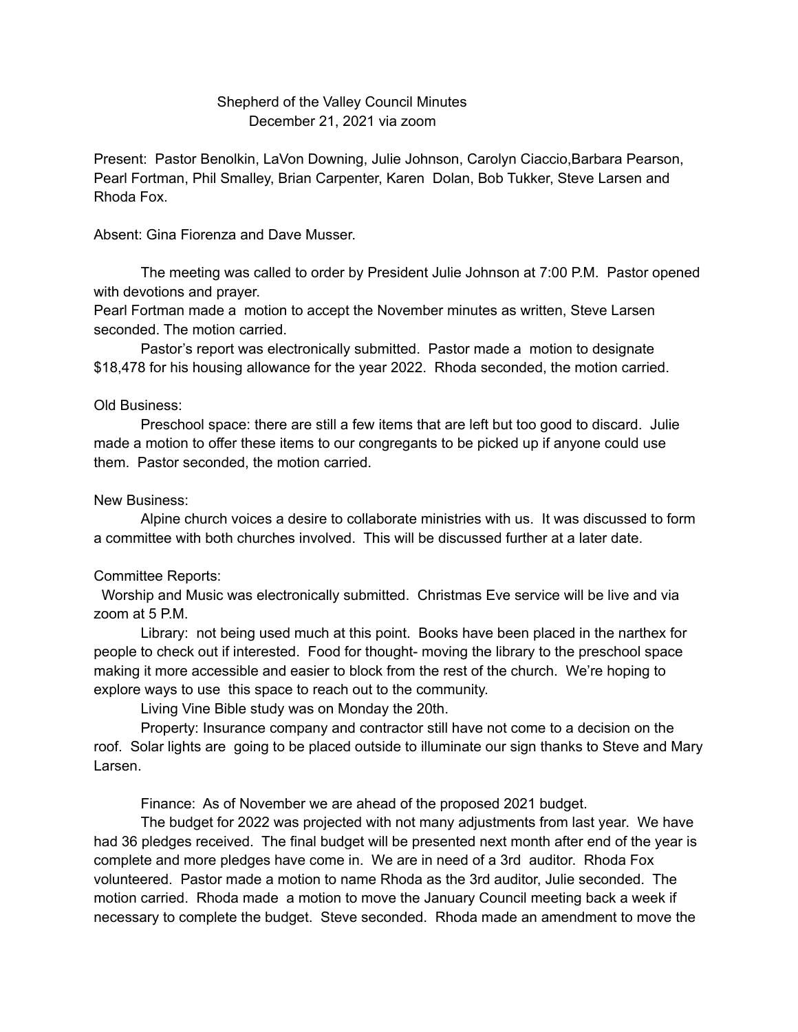# Shepherd of the Valley Council Minutes
December 21, 2021 via zoom

Present: Pastor Benolkin, LaVon Downing, Julie Johnson, Carolyn Ciaccio,Barbara Pearson, Pearl Fortman, Phil Smalley, Brian Carpenter, Karen Dolan, Bob Tukker, Steve Larsen and Rhoda Fox.

Absent: Gina Fiorenza and Dave Musser.

The meeting was called to order by President Julie Johnson at 7:00 P.M. Pastor opened with devotions and prayer.

Pearl Fortman made a motion to accept the November minutes as written, Steve Larsen seconded. The motion carried.

Pastor's report was electronically submitted. Pastor made a motion to designate $18,478 for his housing allowance for the year 2022. Rhoda seconded, the motion carried.

Old Business:

Preschool space: there are still a few items that are left but too good to discard. Julie made a motion to offer these items to our congregants to be picked up if anyone could use them. Pastor seconded, the motion carried.

New Business:

Alpine church voices a desire to collaborate ministries with us. It was discussed to form a committee with both churches involved. This will be discussed further at a later date.

Committee Reports:

Worship and Music was electronically submitted. Christmas Eve service will be live and via zoom at 5 P.M.

Library: not being used much at this point. Books have been placed in the narthex for people to check out if interested. Food for thought- moving the library to the preschool space making it more accessible and easier to block from the rest of the church. We're hoping to explore ways to use this space to reach out to the community.

Living Vine Bible study was on Monday the 20th.

Property: Insurance company and contractor still have not come to a decision on the roof. Solar lights are going to be placed outside to illuminate our sign thanks to Steve and Mary Larsen.

Finance: As of November we are ahead of the proposed 2021 budget.

The budget for 2022 was projected with not many adjustments from last year. We have had 36 pledges received. The final budget will be presented next month after end of the year is complete and more pledges have come in. We are in need of a 3rd auditor. Rhoda Fox volunteered. Pastor made a motion to name Rhoda as the 3rd auditor, Julie seconded. The motion carried. Rhoda made a motion to move the January Council meeting back a week if necessary to complete the budget. Steve seconded. Rhoda made an amendment to move the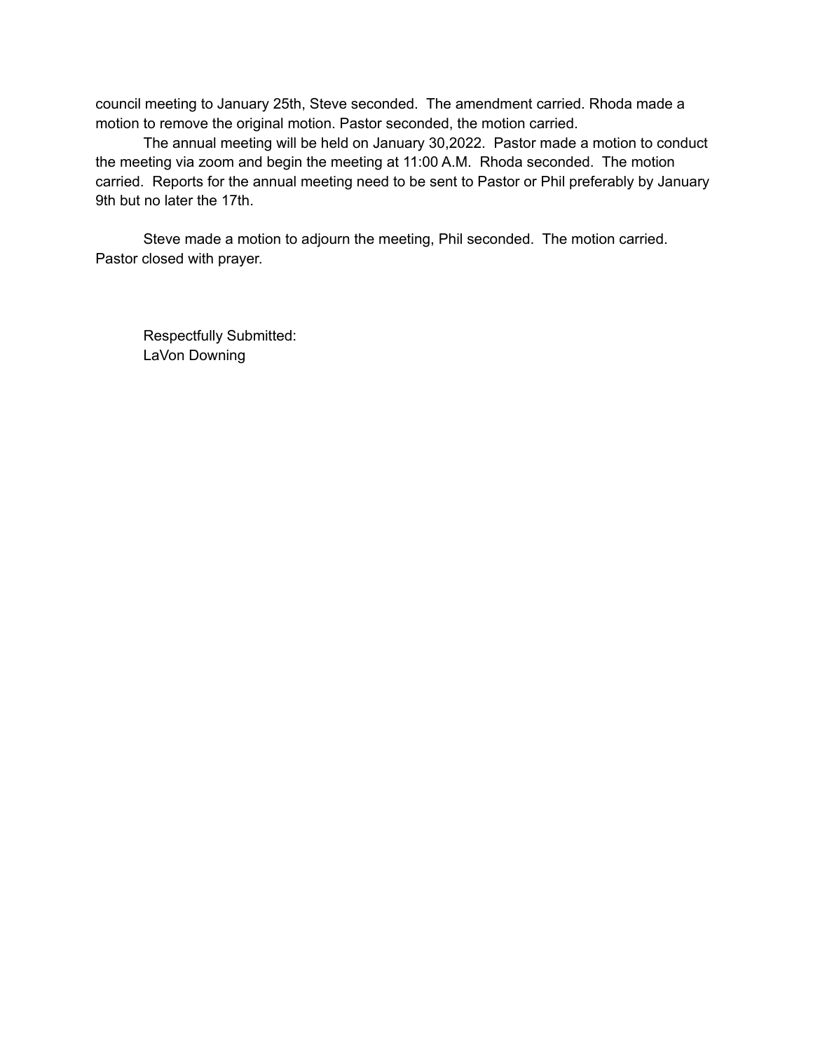council meeting to January 25th, Steve seconded. The amendment carried. Rhoda made a motion to remove the original motion. Pastor seconded, the motion carried.

The annual meeting will be held on January 30,2022. Pastor made a motion to conduct the meeting via zoom and begin the meeting at 11:00 A.M. Rhoda seconded. The motion carried. Reports for the annual meeting need to be sent to Pastor or Phil preferably by January 9th but no later the 17th.

Steve made a motion to adjourn the meeting, Phil seconded. The motion carried. Pastor closed with prayer.

Respectfully Submitted:
LaVon Downing